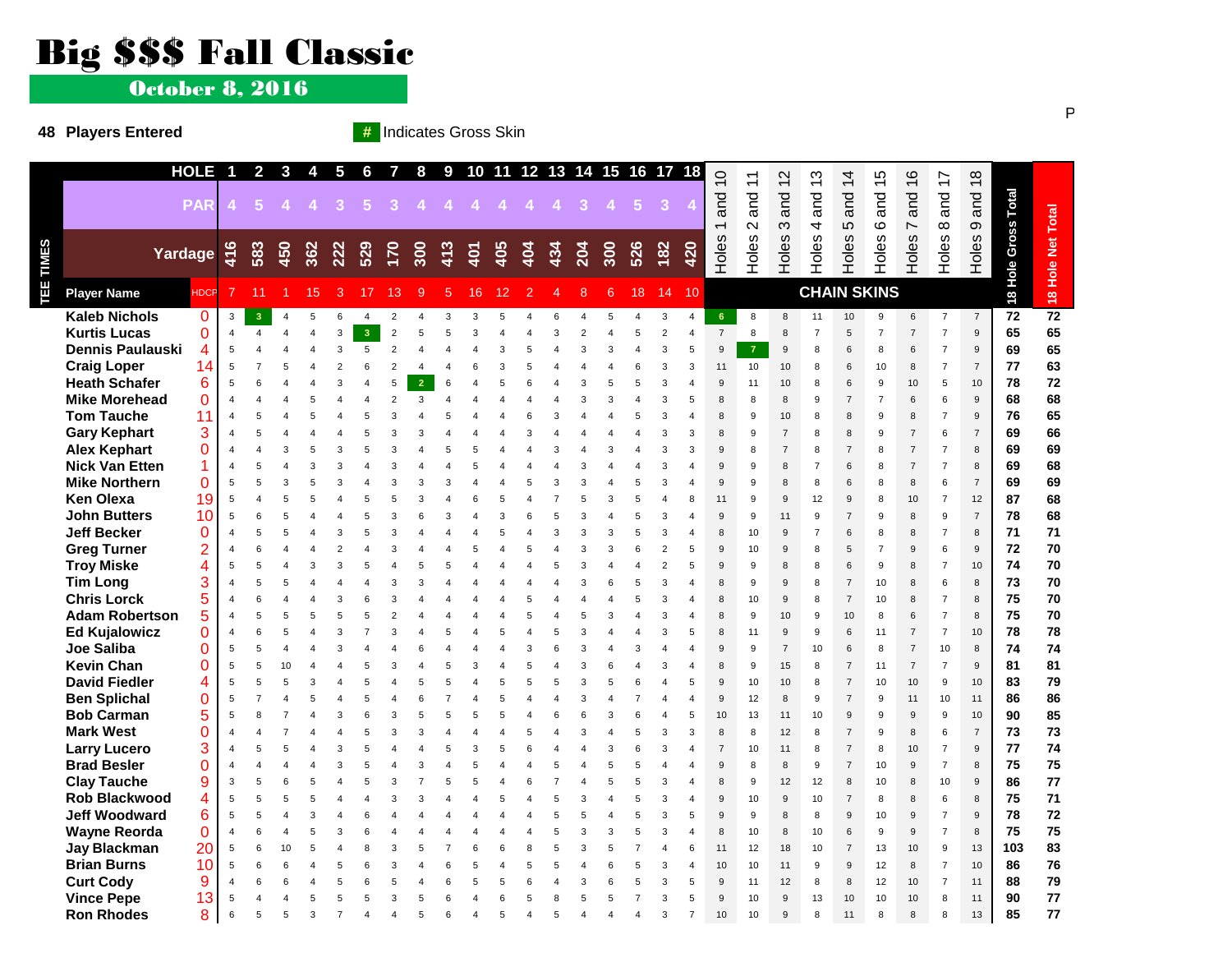# Big $$$ Fall Classic

## October 8, 2016

**48 Players Entered**

# Indicates Gross Skin

P

| HOLE | | 1 | 2 | 3 | 4 | 5 | 6 | 7 | 8 | 9 | 10 | 11 | 12 | 13 | 14 | 15 | 16 | 17 | 18 | Holes 1 and 10 | Holes 2 and 11 | Holes 3 and 12 | Holes 4 and 13 | Holes 5 and 14 | Holes 6 and 15 | Holes 7 and 16 | Holes 8 and 17 | Holes 9 and 18 | 18 Hole Gross Total | 18 Hole Net Total |
|---|---|---|---|---|---|---|---|---|---|---|---|---|---|---|---|---|---|---|---|---|---|---|---|---|---|---|---|---|---|---|
| PAR | | 4 | 5 | 4 | 4 | 3 | 5 | 3 | 4 | 4 | 4 | 4 | 4 | 4 | 3 | 4 | 5 | 3 | 4 | | | | | | | | | | | |
| Yardage | | 416 | 583 | 450 | 362 | 222 | 529 | 170 | 300 | 413 | 401 | 405 | 404 | 434 | 204 | 300 | 526 | 182 | 420 | | | | | | | | | | | |
| Player Name | HDCP | 7 | 11 | 1 | 15 | 3 | 17 | 13 | 9 | 5 | 16 | 12 | 2 | 4 | 8 | 6 | 18 | 14 | 10 | CHAIN SKINS | | | | | | | | | | |
| Kaleb Nichols | 0 | 3 | 3 | 4 | 5 | 6 | 4 | 2 | 4 | 3 | 3 | 5 | 4 | 6 | 4 | 5 | 4 | 3 | 4 | 6 | 8 | 8 | 11 | 10 | 9 | 6 | 7 | 7 | 72 | 72 |
| Kurtis Lucas | 0 | 4 | 4 | 4 | 4 | 3 | 3 | 2 | 5 | 5 | 3 | 4 | 4 | 3 | 2 | 4 | 5 | 2 | 4 | 7 | 8 | 8 | 7 | 5 | 7 | 7 | 7 | 9 | 65 | 65 |
| Dennis Paulauski | 4 | 5 | 4 | 4 | 4 | 3 | 5 | 2 | 4 | 4 | 4 | 3 | 5 | 4 | 3 | 3 | 4 | 3 | 5 | 9 | 7 | 9 | 8 | 6 | 8 | 6 | 7 | 9 | 69 | 65 |
| Craig Loper | 14 | 5 | 7 | 5 | 4 | 2 | 6 | 2 | 4 | 4 | 6 | 3 | 5 | 4 | 4 | 4 | 6 | 3 | 3 | 11 | 10 | 10 | 8 | 6 | 10 | 8 | 7 | 7 | 77 | 63 |
| Heath Schafer | 6 | 5 | 6 | 4 | 4 | 3 | 4 | 5 | 2 | 6 | 4 | 5 | 6 | 4 | 3 | 5 | 5 | 3 | 4 | 9 | 11 | 10 | 8 | 6 | 9 | 10 | 5 | 10 | 78 | 72 |
| Mike Morehead | 0 | 4 | 4 | 4 | 5 | 4 | 4 | 2 | 3 | 4 | 4 | 4 | 4 | 4 | 3 | 3 | 4 | 3 | 5 | 8 | 8 | 8 | 9 | 7 | 7 | 6 | 6 | 9 | 68 | 68 |
| Tom Tauche | 11 | 4 | 5 | 4 | 5 | 4 | 5 | 3 | 4 | 5 | 4 | 4 | 6 | 3 | 4 | 4 | 5 | 3 | 4 | 8 | 9 | 10 | 8 | 8 | 9 | 8 | 7 | 9 | 76 | 65 |
| Gary Kephart | 3 | 4 | 5 | 4 | 4 | 4 | 5 | 3 | 3 | 4 | 4 | 4 | 3 | 4 | 4 | 4 | 4 | 3 | 3 | 8 | 9 | 7 | 8 | 8 | 9 | 7 | 6 | 7 | 69 | 66 |
| Alex Kephart | 0 | 4 | 4 | 3 | 5 | 3 | 5 | 3 | 4 | 5 | 5 | 4 | 4 | 3 | 4 | 3 | 4 | 3 | 3 | 9 | 8 | 7 | 8 | 7 | 8 | 7 | 7 | 8 | 69 | 69 |
| Nick Van Etten | 1 | 4 | 5 | 4 | 3 | 3 | 4 | 3 | 4 | 4 | 5 | 4 | 4 | 4 | 3 | 4 | 4 | 3 | 4 | 9 | 9 | 8 | 7 | 6 | 8 | 7 | 7 | 8 | 69 | 68 |
| Mike Northern | 0 | 5 | 5 | 3 | 5 | 3 | 4 | 3 | 3 | 3 | 4 | 4 | 5 | 3 | 3 | 4 | 5 | 3 | 4 | 9 | 9 | 8 | 8 | 6 | 8 | 8 | 6 | 7 | 69 | 69 |
| Ken Olexa | 19 | 5 | 4 | 5 | 5 | 4 | 5 | 5 | 3 | 4 | 6 | 5 | 4 | 7 | 5 | 3 | 5 | 4 | 8 | 11 | 9 | 9 | 12 | 9 | 8 | 10 | 7 | 12 | 87 | 68 |
| John Butters | 10 | 5 | 6 | 5 | 4 | 4 | 5 | 3 | 6 | 3 | 4 | 3 | 6 | 5 | 3 | 4 | 5 | 3 | 4 | 9 | 9 | 11 | 9 | 7 | 9 | 8 | 9 | 7 | 78 | 68 |
| Jeff Becker | 0 | 4 | 5 | 5 | 4 | 3 | 5 | 3 | 4 | 4 | 4 | 5 | 4 | 3 | 3 | 3 | 5 | 3 | 4 | 8 | 10 | 9 | 7 | 6 | 8 | 8 | 7 | 8 | 71 | 71 |
| Greg Turner | 2 | 4 | 6 | 4 | 4 | 2 | 4 | 3 | 4 | 4 | 5 | 4 | 5 | 4 | 3 | 3 | 6 | 2 | 5 | 9 | 10 | 9 | 8 | 5 | 7 | 9 | 6 | 9 | 72 | 70 |
| Troy Miske | 4 | 5 | 5 | 4 | 3 | 3 | 5 | 4 | 5 | 5 | 4 | 4 | 4 | 5 | 3 | 4 | 4 | 2 | 5 | 9 | 9 | 8 | 8 | 6 | 9 | 8 | 7 | 10 | 74 | 70 |
| Tim Long | 3 | 4 | 5 | 5 | 4 | 4 | 4 | 3 | 3 | 4 | 4 | 4 | 4 | 4 | 3 | 6 | 5 | 3 | 4 | 8 | 9 | 9 | 8 | 7 | 10 | 8 | 6 | 8 | 73 | 70 |
| Chris Lorck | 5 | 4 | 6 | 4 | 4 | 3 | 6 | 3 | 4 | 4 | 4 | 4 | 5 | 4 | 4 | 4 | 5 | 3 | 4 | 8 | 10 | 9 | 8 | 7 | 10 | 8 | 7 | 8 | 75 | 70 |
| Adam Robertson | 5 | 4 | 5 | 5 | 5 | 5 | 5 | 2 | 4 | 4 | 4 | 4 | 5 | 4 | 5 | 3 | 4 | 3 | 4 | 8 | 9 | 10 | 9 | 10 | 8 | 6 | 7 | 8 | 75 | 70 |
| Ed Kujalowicz | 0 | 4 | 6 | 5 | 4 | 3 | 7 | 3 | 4 | 5 | 4 | 5 | 4 | 5 | 3 | 4 | 4 | 3 | 5 | 8 | 11 | 9 | 9 | 6 | 11 | 7 | 7 | 10 | 78 | 78 |
| Joe Saliba | 0 | 5 | 5 | 4 | 4 | 3 | 4 | 4 | 6 | 4 | 4 | 4 | 3 | 6 | 3 | 4 | 3 | 4 | 4 | 9 | 9 | 7 | 10 | 6 | 8 | 7 | 10 | 8 | 74 | 74 |
| Kevin Chan | 0 | 5 | 5 | 10 | 4 | 4 | 5 | 3 | 4 | 5 | 3 | 4 | 5 | 4 | 3 | 6 | 4 | 3 | 4 | 8 | 9 | 15 | 8 | 7 | 11 | 7 | 7 | 9 | 81 | 81 |
| David Fiedler | 4 | 5 | 5 | 5 | 3 | 4 | 5 | 4 | 5 | 5 | 4 | 5 | 5 | 5 | 3 | 5 | 6 | 4 | 5 | 9 | 10 | 10 | 8 | 7 | 10 | 10 | 9 | 10 | 83 | 79 |
| Ben Splichal | 0 | 5 | 7 | 4 | 5 | 4 | 5 | 4 | 6 | 7 | 4 | 5 | 4 | 4 | 3 | 4 | 7 | 4 | 4 | 9 | 12 | 8 | 9 | 7 | 9 | 11 | 10 | 11 | 86 | 86 |
| Bob Carman | 5 | 5 | 8 | 7 | 4 | 3 | 6 | 3 | 5 | 5 | 5 | 5 | 4 | 6 | 6 | 3 | 6 | 4 | 5 | 10 | 13 | 11 | 10 | 9 | 9 | 9 | 9 | 10 | 90 | 85 |
| Mark West | 0 | 4 | 4 | 7 | 4 | 4 | 5 | 3 | 3 | 4 | 4 | 4 | 5 | 4 | 3 | 4 | 5 | 3 | 3 | 8 | 8 | 12 | 8 | 7 | 9 | 8 | 6 | 7 | 73 | 73 |
| Larry Lucero | 3 | 4 | 5 | 5 | 4 | 3 | 5 | 4 | 4 | 5 | 3 | 5 | 6 | 4 | 4 | 3 | 6 | 3 | 4 | 7 | 10 | 11 | 8 | 7 | 8 | 10 | 7 | 9 | 77 | 74 |
| Brad Besler | 0 | 4 | 4 | 4 | 4 | 3 | 5 | 4 | 3 | 4 | 5 | 4 | 4 | 5 | 4 | 5 | 5 | 4 | 4 | 9 | 8 | 8 | 9 | 7 | 10 | 9 | 7 | 8 | 75 | 75 |
| Clay Tauche | 9 | 3 | 5 | 6 | 5 | 4 | 5 | 3 | 7 | 5 | 5 | 4 | 6 | 7 | 4 | 5 | 5 | 3 | 4 | 8 | 9 | 12 | 12 | 8 | 10 | 8 | 10 | 9 | 86 | 77 |
| Rob Blackwood | 4 | 5 | 5 | 5 | 5 | 4 | 4 | 3 | 3 | 4 | 4 | 5 | 4 | 5 | 3 | 4 | 5 | 3 | 4 | 9 | 10 | 9 | 10 | 7 | 8 | 8 | 6 | 8 | 75 | 71 |
| Jeff Woodward | 6 | 5 | 5 | 4 | 3 | 4 | 6 | 4 | 4 | 4 | 4 | 4 | 4 | 5 | 5 | 4 | 5 | 3 | 5 | 9 | 9 | 8 | 8 | 9 | 10 | 9 | 7 | 9 | 78 | 72 |
| Wayne Reorda | 0 | 4 | 6 | 4 | 5 | 3 | 6 | 4 | 4 | 4 | 4 | 4 | 4 | 5 | 3 | 3 | 5 | 3 | 4 | 8 | 10 | 8 | 10 | 6 | 9 | 9 | 7 | 8 | 75 | 75 |
| Jay Blackman | 20 | 5 | 6 | 10 | 5 | 4 | 8 | 3 | 5 | 7 | 6 | 6 | 8 | 5 | 3 | 5 | 7 | 4 | 6 | 11 | 12 | 18 | 10 | 7 | 13 | 10 | 9 | 13 | 103 | 83 |
| Brian Burns | 10 | 5 | 6 | 6 | 4 | 5 | 6 | 3 | 4 | 6 | 5 | 4 | 5 | 5 | 4 | 6 | 5 | 3 | 4 | 10 | 10 | 11 | 9 | 9 | 12 | 8 | 7 | 10 | 86 | 76 |
| Curt Cody | 9 | 4 | 6 | 6 | 4 | 5 | 6 | 5 | 4 | 6 | 5 | 5 | 6 | 4 | 3 | 6 | 5 | 3 | 5 | 9 | 11 | 12 | 8 | 8 | 12 | 10 | 7 | 11 | 88 | 79 |
| Vince Pepe | 13 | 5 | 4 | 4 | 5 | 5 | 5 | 3 | 5 | 6 | 4 | 6 | 5 | 8 | 5 | 5 | 7 | 3 | 5 | 9 | 10 | 9 | 13 | 10 | 10 | 10 | 8 | 11 | 90 | 77 |
| Ron Rhodes | 8 | 6 | 5 | 5 | 3 | 7 | 4 | 4 | 5 | 6 | 4 | 5 | 4 | 5 | 4 | 4 | 4 | 3 | 7 | 10 | 10 | 9 | 8 | 11 | 8 | 8 | 8 | 13 | 85 | 77 |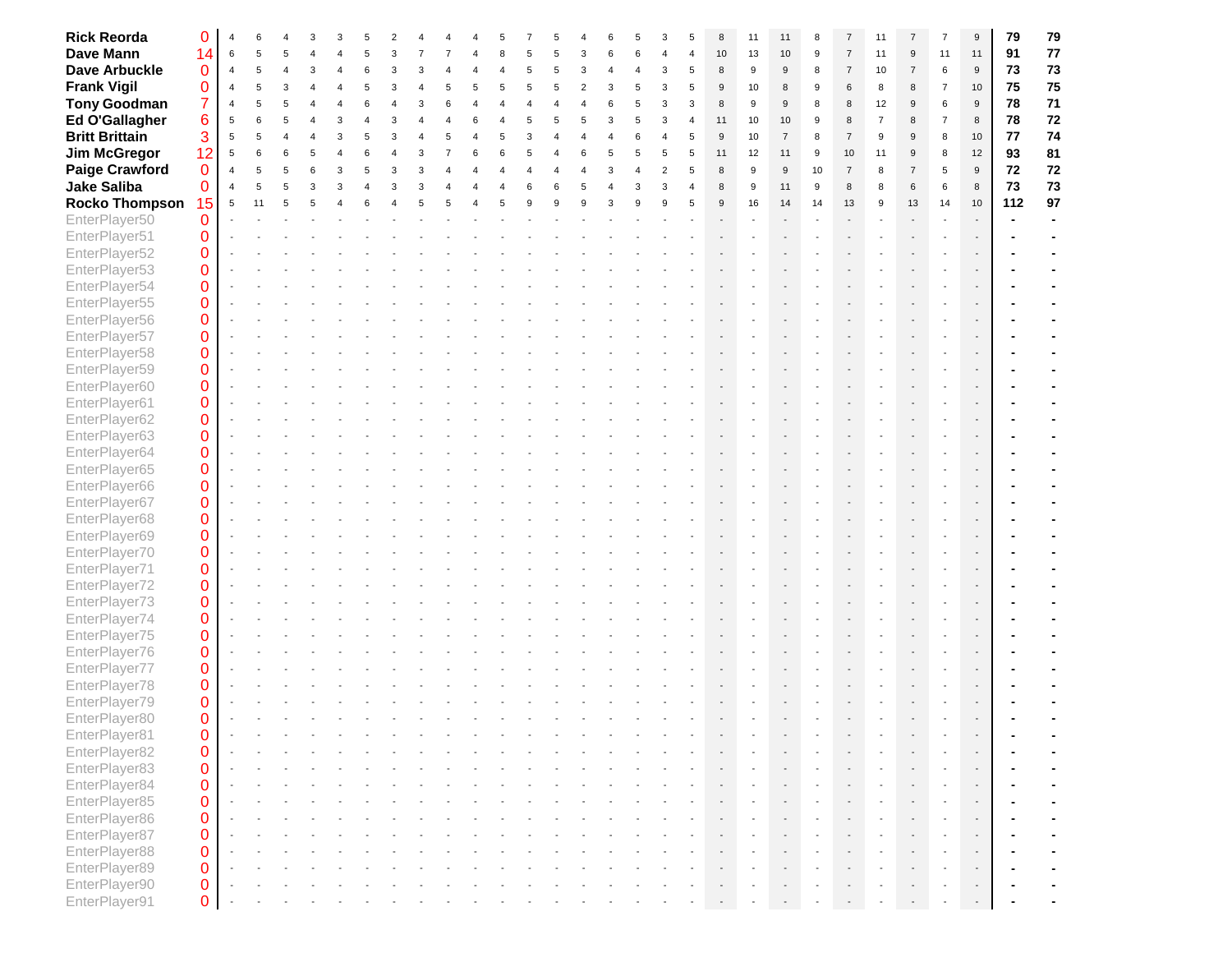| Player | Hcp | | | | | | | | | | | | | | | | | | | | | | | | | | | | | Gross | Net |
|---|---|---|---|---|---|---|---|---|---|---|---|---|---|---|---|---|---|---|---|---|---|---|---|---|---|---|---|---|---|---|---|
| **Rick Reorda** | 0 | 4 | 6 | 4 | 3 | 3 | 5 | 2 | 4 | 4 | 4 | 5 | 7 | 5 | 4 | 6 | 5 | 3 | 5 | 8 | 11 | 11 | 8 | 7 | 11 | 7 | 7 | 9 | | **79** | **79** |
| **Dave Mann** | 14 | 6 | 5 | 5 | 4 | 4 | 5 | 3 | 7 | 7 | 4 | 8 | 5 | 5 | 3 | 6 | 6 | 4 | 4 | 10 | 13 | 10 | 9 | 7 | 11 | 9 | 11 | 11 | | **91** | **77** |
| **Dave Arbuckle** | 0 | 4 | 5 | 4 | 3 | 4 | 6 | 3 | 3 | 4 | 4 | 4 | 5 | 5 | 3 | 4 | 4 | 3 | 5 | 8 | 9 | 9 | 8 | 7 | 10 | 7 | 6 | 9 | | **73** | **73** |
| **Frank Vigil** | 0 | 4 | 5 | 3 | 4 | 4 | 5 | 3 | 4 | 5 | 5 | 5 | 5 | 5 | 2 | 3 | 5 | 3 | 5 | 9 | 10 | 8 | 9 | 6 | 8 | 8 | 7 | 10 | | **75** | **75** |
| **Tony Goodman** | 7 | 4 | 5 | 5 | 4 | 4 | 6 | 4 | 3 | 6 | 4 | 4 | 4 | 4 | 4 | 6 | 5 | 3 | 3 | 8 | 9 | 9 | 8 | 8 | 12 | 9 | 6 | 9 | | **78** | **71** |
| **Ed O'Gallagher** | 6 | 5 | 6 | 5 | 4 | 3 | 4 | 3 | 4 | 4 | 6 | 4 | 5 | 5 | 5 | 3 | 5 | 3 | 4 | 11 | 10 | 10 | 9 | 8 | 7 | 8 | 7 | 8 | | **78** | **72** |
| **Britt Brittain** | 3 | 5 | 5 | 4 | 4 | 3 | 5 | 3 | 4 | 5 | 4 | 5 | 3 | 4 | 4 | 4 | 6 | 4 | 5 | 9 | 10 | 7 | 8 | 7 | 9 | 9 | 8 | 10 | | **77** | **74** |
| **Jim McGregor** | 12 | 5 | 6 | 6 | 5 | 4 | 6 | 4 | 3 | 7 | 6 | 6 | 5 | 4 | 6 | 5 | 5 | 5 | 5 | 11 | 12 | 11 | 9 | 10 | 11 | 9 | 8 | 12 | | **93** | **81** |
| **Paige Crawford** | 0 | 4 | 5 | 5 | 6 | 3 | 5 | 3 | 3 | 4 | 4 | 4 | 4 | 4 | 4 | 3 | 4 | 2 | 5 | 8 | 9 | 9 | 10 | 7 | 8 | 7 | 5 | 9 | | **72** | **72** |
| **Jake Saliba** | 0 | 4 | 5 | 5 | 3 | 3 | 4 | 3 | 3 | 4 | 4 | 4 | 6 | 6 | 5 | 4 | 3 | 3 | 4 | 8 | 9 | 11 | 9 | 8 | 8 | 6 | 6 | 8 | | **73** | **73** |
| **Rocko Thompson** | 15 | 5 | 11 | 5 | 5 | 4 | 6 | 4 | 5 | 5 | 4 | 5 | 9 | 9 | 9 | 3 | 9 | 9 | 5 | 9 | 16 | 14 | 14 | 13 | 9 | 13 | 14 | 10 | | **112** | **97** |
| EnterPlayer50 | 0 | - | - | - | - | - | - | - | - | - | - | - | - | - | - | - | - | - | - | - | - | - | - | - | - | - | - | - | | - | - |
| EnterPlayer51 | 0 | - | - | - | - | - | - | - | - | - | - | - | - | - | - | - | - | - | - | - | - | - | - | - | - | - | - | - | | - | - |
| EnterPlayer52 | 0 | - | - | - | - | - | - | - | - | - | - | - | - | - | - | - | - | - | - | - | - | - | - | - | - | - | - | - | | - | - |
| EnterPlayer53 | 0 | - | - | - | - | - | - | - | - | - | - | - | - | - | - | - | - | - | - | - | - | - | - | - | - | - | - | - | | - | - |
| EnterPlayer54 | 0 | - | - | - | - | - | - | - | - | - | - | - | - | - | - | - | - | - | - | - | - | - | - | - | - | - | - | - | | - | - |
| EnterPlayer55 | 0 | - | - | - | - | - | - | - | - | - | - | - | - | - | - | - | - | - | - | - | - | - | - | - | - | - | - | - | | - | - |
| EnterPlayer56 | 0 | - | - | - | - | - | - | - | - | - | - | - | - | - | - | - | - | - | - | - | - | - | - | - | - | - | - | - | | - | - |
| EnterPlayer57 | 0 | - | - | - | - | - | - | - | - | - | - | - | - | - | - | - | - | - | - | - | - | - | - | - | - | - | - | - | | - | - |
| EnterPlayer58 | 0 | - | - | - | - | - | - | - | - | - | - | - | - | - | - | - | - | - | - | - | - | - | - | - | - | - | - | - | | - | - |
| EnterPlayer59 | 0 | - | - | - | - | - | - | - | - | - | - | - | - | - | - | - | - | - | - | - | - | - | - | - | - | - | - | - | | - | - |
| EnterPlayer60 | 0 | - | - | - | - | - | - | - | - | - | - | - | - | - | - | - | - | - | - | - | - | - | - | - | - | - | - | - | | - | - |
| EnterPlayer61 | 0 | - | - | - | - | - | - | - | - | - | - | - | - | - | - | - | - | - | - | - | - | - | - | - | - | - | - | - | | - | - |
| EnterPlayer62 | 0 | - | - | - | - | - | - | - | - | - | - | - | - | - | - | - | - | - | - | - | - | - | - | - | - | - | - | - | | - | - |
| EnterPlayer63 | 0 | - | - | - | - | - | - | - | - | - | - | - | - | - | - | - | - | - | - | - | - | - | - | - | - | - | - | - | | - | - |
| EnterPlayer64 | 0 | - | - | - | - | - | - | - | - | - | - | - | - | - | - | - | - | - | - | - | - | - | - | - | - | - | - | - | | - | - |
| EnterPlayer65 | 0 | - | - | - | - | - | - | - | - | - | - | - | - | - | - | - | - | - | - | - | - | - | - | - | - | - | - | - | | - | - |
| EnterPlayer66 | 0 | - | - | - | - | - | - | - | - | - | - | - | - | - | - | - | - | - | - | - | - | - | - | - | - | - | - | - | | - | - |
| EnterPlayer67 | 0 | - | - | - | - | - | - | - | - | - | - | - | - | - | - | - | - | - | - | - | - | - | - | - | - | - | - | - | | - | - |
| EnterPlayer68 | 0 | - | - | - | - | - | - | - | - | - | - | - | - | - | - | - | - | - | - | - | - | - | - | - | - | - | - | - | | - | - |
| EnterPlayer69 | 0 | - | - | - | - | - | - | - | - | - | - | - | - | - | - | - | - | - | - | - | - | - | - | - | - | - | - | - | | - | - |
| EnterPlayer70 | 0 | - | - | - | - | - | - | - | - | - | - | - | - | - | - | - | - | - | - | - | - | - | - | - | - | - | - | - | | - | - |
| EnterPlayer71 | 0 | - | - | - | - | - | - | - | - | - | - | - | - | - | - | - | - | - | - | - | - | - | - | - | - | - | - | - | | - | - |
| EnterPlayer72 | 0 | - | - | - | - | - | - | - | - | - | - | - | - | - | - | - | - | - | - | - | - | - | - | - | - | - | - | - | | - | - |
| EnterPlayer73 | 0 | - | - | - | - | - | - | - | - | - | - | - | - | - | - | - | - | - | - | - | - | - | - | - | - | - | - | - | | - | - |
| EnterPlayer74 | 0 | - | - | - | - | - | - | - | - | - | - | - | - | - | - | - | - | - | - | - | - | - | - | - | - | - | - | - | | - | - |
| EnterPlayer75 | 0 | - | - | - | - | - | - | - | - | - | - | - | - | - | - | - | - | - | - | - | - | - | - | - | - | - | - | - | | - | - |
| EnterPlayer76 | 0 | - | - | - | - | - | - | - | - | - | - | - | - | - | - | - | - | - | - | - | - | - | - | - | - | - | - | - | | - | - |
| EnterPlayer77 | 0 | - | - | - | - | - | - | - | - | - | - | - | - | - | - | - | - | - | - | - | - | - | - | - | - | - | - | - | | - | - |
| EnterPlayer78 | 0 | - | - | - | - | - | - | - | - | - | - | - | - | - | - | - | - | - | - | - | - | - | - | - | - | - | - | - | | - | - |
| EnterPlayer79 | 0 | - | - | - | - | - | - | - | - | - | - | - | - | - | - | - | - | - | - | - | - | - | - | - | - | - | - | - | | - | - |
| EnterPlayer80 | 0 | - | - | - | - | - | - | - | - | - | - | - | - | - | - | - | - | - | - | - | - | - | - | - | - | - | - | - | | - | - |
| EnterPlayer81 | 0 | - | - | - | - | - | - | - | - | - | - | - | - | - | - | - | - | - | - | - | - | - | - | - | - | - | - | - | | - | - |
| EnterPlayer82 | 0 | - | - | - | - | - | - | - | - | - | - | - | - | - | - | - | - | - | - | - | - | - | - | - | - | - | - | - | | - | - |
| EnterPlayer83 | 0 | - | - | - | - | - | - | - | - | - | - | - | - | - | - | - | - | - | - | - | - | - | - | - | - | - | - | - | | - | - |
| EnterPlayer84 | 0 | - | - | - | - | - | - | - | - | - | - | - | - | - | - | - | - | - | - | - | - | - | - | - | - | - | - | - | | - | - |
| EnterPlayer85 | 0 | - | - | - | - | - | - | - | - | - | - | - | - | - | - | - | - | - | - | - | - | - | - | - | - | - | - | - | | - | - |
| EnterPlayer86 | 0 | - | - | - | - | - | - | - | - | - | - | - | - | - | - | - | - | - | - | - | - | - | - | - | - | - | - | - | | - | - |
| EnterPlayer87 | 0 | - | - | - | - | - | - | - | - | - | - | - | - | - | - | - | - | - | - | - | - | - | - | - | - | - | - | - | | - | - |
| EnterPlayer88 | 0 | - | - | - | - | - | - | - | - | - | - | - | - | - | - | - | - | - | - | - | - | - | - | - | - | - | - | - | | - | - |
| EnterPlayer89 | 0 | - | - | - | - | - | - | - | - | - | - | - | - | - | - | - | - | - | - | - | - | - | - | - | - | - | - | - | | - | - |
| EnterPlayer90 | 0 | - | - | - | - | - | - | - | - | - | - | - | - | - | - | - | - | - | - | - | - | - | - | - | - | - | - | - | | - | - |
| EnterPlayer91 | 0 | - | - | - | - | - | - | - | - | - | - | - | - | - | - | - | - | - | - | - | - | - | - | - | - | - | - | - | | - | - |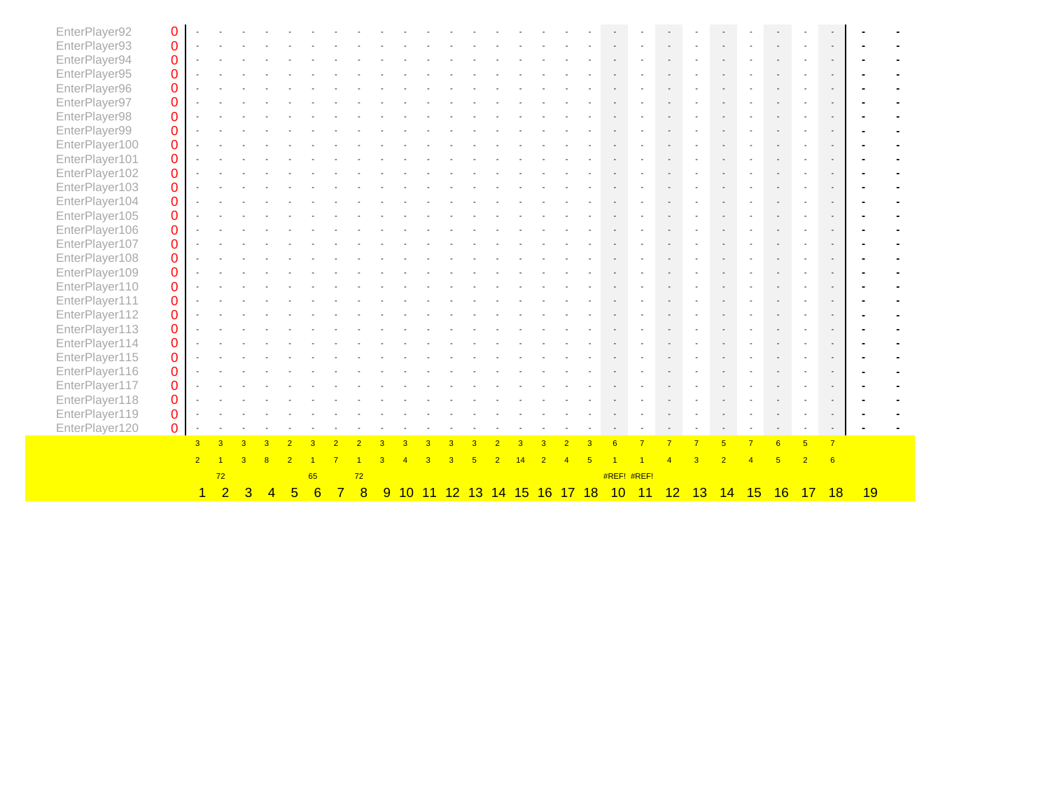| | | | | | | | | | | | | | | | | | | | | | | | | | | | | | | |
|---|---|---|---|---|---|---|---|---|---|---|---|---|---|---|---|---|---|---|---|---|---|---|---|---|---|---|---|---|---|---|
| EnterPlayer92 | 0 | - | - | - | - | - | - | - | - | - | - | - | - | - | - | - | - | - | - | - | - | - | - | - | - | - | - | - | - | - |
| EnterPlayer93 | 0 | - | - | - | - | - | - | - | - | - | - | - | - | - | - | - | - | - | - | - | - | - | - | - | - | - | - | - | - | - |
| EnterPlayer94 | 0 | - | - | - | - | - | - | - | - | - | - | - | - | - | - | - | - | - | - | - | - | - | - | - | - | - | - | - | - | - |
| EnterPlayer95 | 0 | - | - | - | - | - | - | - | - | - | - | - | - | - | - | - | - | - | - | - | - | - | - | - | - | - | - | - | - | - |
| EnterPlayer96 | 0 | - | - | - | - | - | - | - | - | - | - | - | - | - | - | - | - | - | - | - | - | - | - | - | - | - | - | - | - | - |
| EnterPlayer97 | 0 | - | - | - | - | - | - | - | - | - | - | - | - | - | - | - | - | - | - | - | - | - | - | - | - | - | - | - | - | - |
| EnterPlayer98 | 0 | - | - | - | - | - | - | - | - | - | - | - | - | - | - | - | - | - | - | - | - | - | - | - | - | - | - | - | - | - |
| EnterPlayer99 | 0 | - | - | - | - | - | - | - | - | - | - | - | - | - | - | - | - | - | - | - | - | - | - | - | - | - | - | - | - | - |
| EnterPlayer100 | 0 | - | - | - | - | - | - | - | - | - | - | - | - | - | - | - | - | - | - | - | - | - | - | - | - | - | - | - | - | - |
| EnterPlayer101 | 0 | - | - | - | - | - | - | - | - | - | - | - | - | - | - | - | - | - | - | - | - | - | - | - | - | - | - | - | - | - |
| EnterPlayer102 | 0 | - | - | - | - | - | - | - | - | - | - | - | - | - | - | - | - | - | - | - | - | - | - | - | - | - | - | - | - | - |
| EnterPlayer103 | 0 | - | - | - | - | - | - | - | - | - | - | - | - | - | - | - | - | - | - | - | - | - | - | - | - | - | - | - | - | - |
| EnterPlayer104 | 0 | - | - | - | - | - | - | - | - | - | - | - | - | - | - | - | - | - | - | - | - | - | - | - | - | - | - | - | - | - |
| EnterPlayer105 | 0 | - | - | - | - | - | - | - | - | - | - | - | - | - | - | - | - | - | - | - | - | - | - | - | - | - | - | - | - | - |
| EnterPlayer106 | 0 | - | - | - | - | - | - | - | - | - | - | - | - | - | - | - | - | - | - | - | - | - | - | - | - | - | - | - | - | - |
| EnterPlayer107 | 0 | - | - | - | - | - | - | - | - | - | - | - | - | - | - | - | - | - | - | - | - | - | - | - | - | - | - | - | - | - |
| EnterPlayer108 | 0 | - | - | - | - | - | - | - | - | - | - | - | - | - | - | - | - | - | - | - | - | - | - | - | - | - | - | - | - | - |
| EnterPlayer109 | 0 | - | - | - | - | - | - | - | - | - | - | - | - | - | - | - | - | - | - | - | - | - | - | - | - | - | - | - | - | - |
| EnterPlayer110 | 0 | - | - | - | - | - | - | - | - | - | - | - | - | - | - | - | - | - | - | - | - | - | - | - | - | - | - | - | - | - |
| EnterPlayer111 | 0 | - | - | - | - | - | - | - | - | - | - | - | - | - | - | - | - | - | - | - | - | - | - | - | - | - | - | - | - | - |
| EnterPlayer112 | 0 | - | - | - | - | - | - | - | - | - | - | - | - | - | - | - | - | - | - | - | - | - | - | - | - | - | - | - | - | - |
| EnterPlayer113 | 0 | - | - | - | - | - | - | - | - | - | - | - | - | - | - | - | - | - | - | - | - | - | - | - | - | - | - | - | - | - |
| EnterPlayer114 | 0 | - | - | - | - | - | - | - | - | - | - | - | - | - | - | - | - | - | - | - | - | - | - | - | - | - | - | - | - | - |
| EnterPlayer115 | 0 | - | - | - | - | - | - | - | - | - | - | - | - | - | - | - | - | - | - | - | - | - | - | - | - | - | - | - | - | - |
| EnterPlayer116 | 0 | - | - | - | - | - | - | - | - | - | - | - | - | - | - | - | - | - | - | - | - | - | - | - | - | - | - | - | - | - |
| EnterPlayer117 | 0 | - | - | - | - | - | - | - | - | - | - | - | - | - | - | - | - | - | - | - | - | - | - | - | - | - | - | - | - | - |
| EnterPlayer118 | 0 | - | - | - | - | - | - | - | - | - | - | - | - | - | - | - | - | - | - | - | - | - | - | - | - | - | - | - | - | - |
| EnterPlayer119 | 0 | - | - | - | - | - | - | - | - | - | - | - | - | - | - | - | - | - | - | - | - | - | - | - | - | - | - | - | - | - |
| EnterPlayer120 | 0 | - | - | - | - | - | - | - | - | - | - | - | - | - | - | - | - | - | - | - | - | - | - | - | - | - | - | - | - | - |
| | | 3 | 3 | 3 | 3 | 2 | 3 | 2 | 2 | 3 | 3 | 3 | 3 | 3 | 2 | 3 | 3 | 2 | 3 | 6 | 7 | 7 | 7 | 5 | 7 | 6 | 5 | 7 | | |
| | | 2 | 1 | 3 | 8 | 2 | 1 | 7 | 1 | 3 | 4 | 3 | 3 | 5 | 2 | 14 | 2 | 4 | 5 | 1 | 1 | 4 | 3 | 2 | 4 | 5 | 2 | 6 | | |
| | | | 72 | | | | 65 | | 72 | | | | | | | | | | | #REF! | #REF! | | | | | | | | | |
| | | 1 | 2 | 3 | 4 | 5 | 6 | 7 | 8 | 9 | 10 | 11 | 12 | 13 | 14 | 15 | 16 | 17 | 18 | 10 | 11 | 12 | 13 | 14 | 15 | 16 | 17 | 18 | 19 | |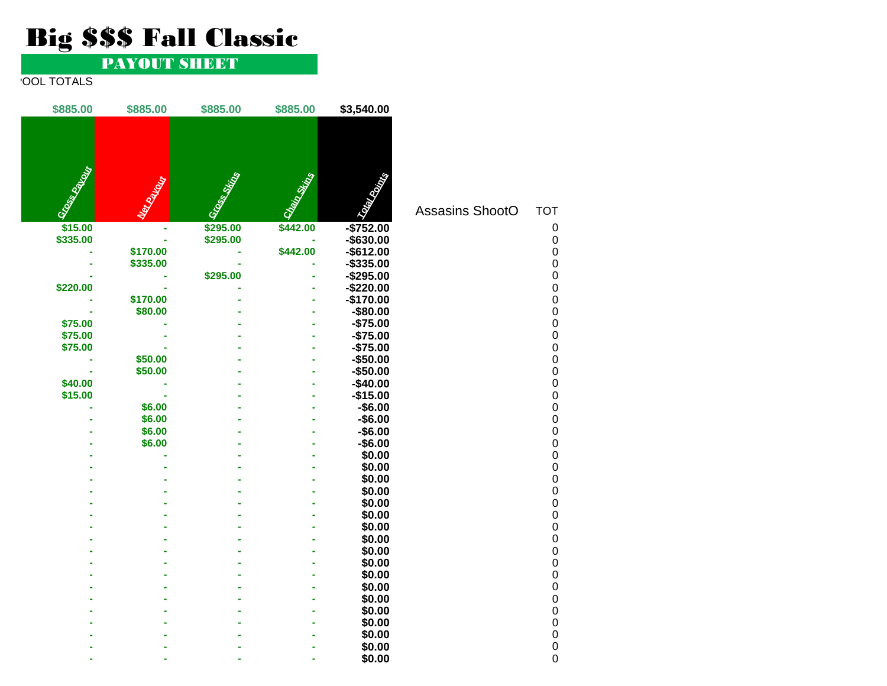# Big $$$ Fall Classic

## PAYOUT SHEET

'OOL TOTALS

| Gross Payout | Net Payout | Gross Skins | Chain Skins | Total Points | Assasins ShootO | TOT |
|---|---|---|---|---|---|---|
| $885.00 | $885.00 | $885.00 | $885.00 | $3,540.00 | | |
| $15.00 | - | $295.00 | $442.00 | -$752.00 | | 0 |
| $335.00 | - | $295.00 | - | -$630.00 | | 0 |
| - | $170.00 | - | $442.00 | -$612.00 | | 0 |
| - | $335.00 | - | - | -$335.00 | | 0 |
| - | - | $295.00 | - | -$295.00 | | 0 |
| $220.00 | - | - | - | -$220.00 | | 0 |
| - | $170.00 | - | - | -$170.00 | | 0 |
| - | $80.00 | - | - | -$80.00 | | 0 |
| $75.00 | - | - | - | -$75.00 | | 0 |
| $75.00 | - | - | - | -$75.00 | | 0 |
| $75.00 | - | - | - | -$75.00 | | 0 |
| - | $50.00 | - | - | -$50.00 | | 0 |
| - | $50.00 | - | - | -$50.00 | | 0 |
| $40.00 | - | - | - | -$40.00 | | 0 |
| $15.00 | - | - | - | -$15.00 | | 0 |
| - | $6.00 | - | - | -$6.00 | | 0 |
| - | $6.00 | - | - | -$6.00 | | 0 |
| - | $6.00 | - | - | -$6.00 | | 0 |
| - | $6.00 | - | - | -$6.00 | | 0 |
| - | - | - | - | $0.00 | | 0 |
| - | - | - | - | $0.00 | | 0 |
| - | - | - | - | $0.00 | | 0 |
| - | - | - | - | $0.00 | | 0 |
| - | - | - | - | $0.00 | | 0 |
| - | - | - | - | $0.00 | | 0 |
| - | - | - | - | $0.00 | | 0 |
| - | - | - | - | $0.00 | | 0 |
| - | - | - | - | $0.00 | | 0 |
| - | - | - | - | $0.00 | | 0 |
| - | - | - | - | $0.00 | | 0 |
| - | - | - | - | $0.00 | | 0 |
| - | - | - | - | $0.00 | | 0 |
| - | - | - | - | $0.00 | | 0 |
| - | - | - | - | $0.00 | | 0 |
| - | - | - | - | $0.00 | | 0 |
| - | - | - | - | $0.00 | | 0 |
| - | - | - | - | $0.00 | | 0 |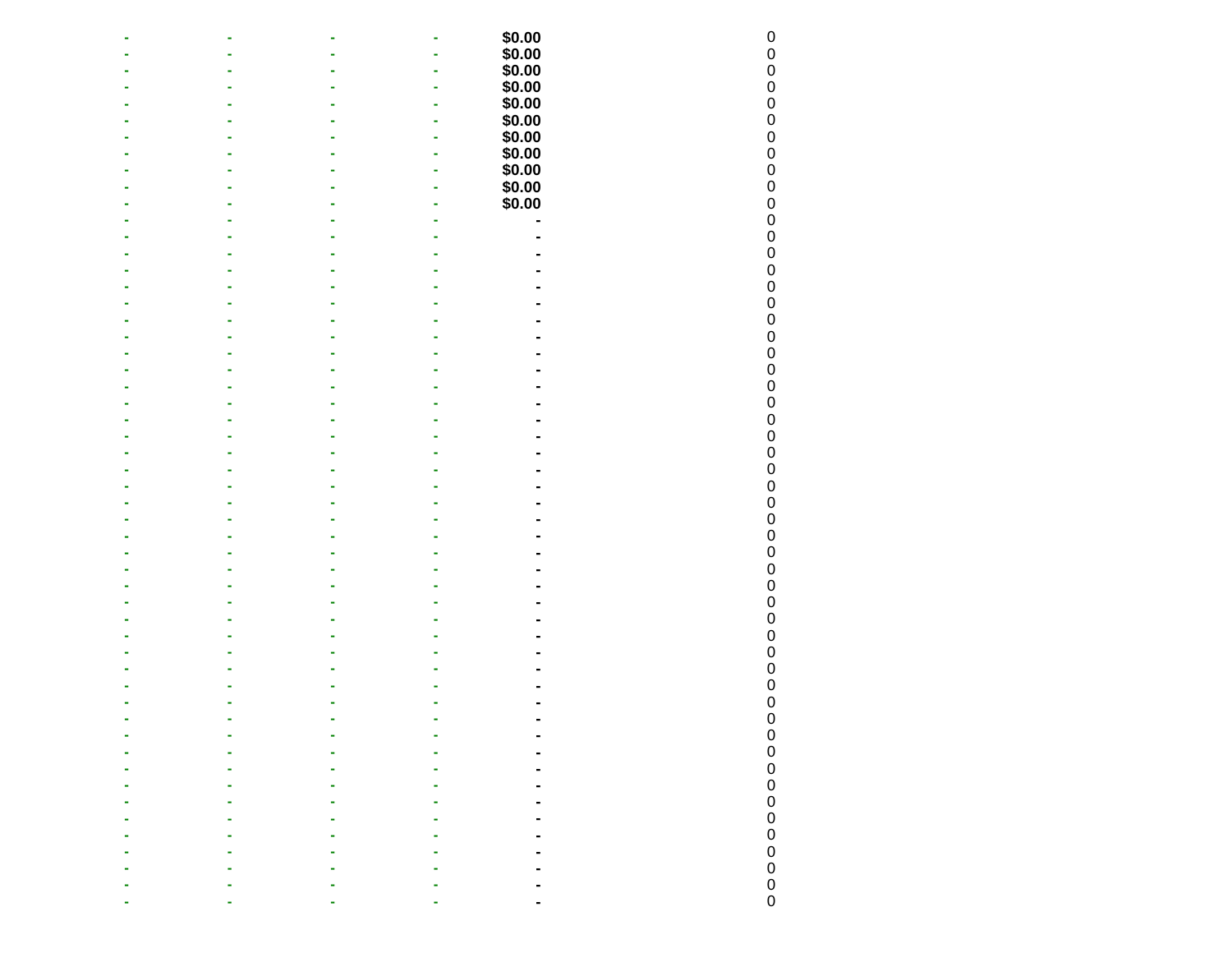| | | | | | |
|---|---|---|---|---|---|
| - | - | - | - | **$0.00** | 0 |
| - | - | - | - | **$0.00** | 0 |
| - | - | - | - | **$0.00** | 0 |
| - | - | - | - | **$0.00** | 0 |
| - | - | - | - | **$0.00** | 0 |
| - | - | - | - | **$0.00** | 0 |
| - | - | - | - | **$0.00** | 0 |
| - | - | - | - | **$0.00** | 0 |
| - | - | - | - | **$0.00** | 0 |
| - | - | - | - | **$0.00** | 0 |
| - | - | - | - | **$0.00** | 0 |
| - | - | - | - | **-** | 0 |
| - | - | - | - | **-** | 0 |
| - | - | - | - | **-** | 0 |
| - | - | - | - | **-** | 0 |
| - | - | - | - | **-** | 0 |
| - | - | - | - | **-** | 0 |
| - | - | - | - | **-** | 0 |
| - | - | - | - | **-** | 0 |
| - | - | - | - | **-** | 0 |
| - | - | - | - | **-** | 0 |
| - | - | - | - | **-** | 0 |
| - | - | - | - | **-** | 0 |
| - | - | - | - | **-** | 0 |
| - | - | - | - | **-** | 0 |
| - | - | - | - | **-** | 0 |
| - | - | - | - | **-** | 0 |
| - | - | - | - | **-** | 0 |
| - | - | - | - | **-** | 0 |
| - | - | - | - | **-** | 0 |
| - | - | - | - | **-** | 0 |
| - | - | - | - | **-** | 0 |
| - | - | - | - | **-** | 0 |
| - | - | - | - | **-** | 0 |
| - | - | - | - | **-** | 0 |
| - | - | - | - | **-** | 0 |
| - | - | - | - | **-** | 0 |
| - | - | - | - | **-** | 0 |
| - | - | - | - | **-** | 0 |
| - | - | - | - | **-** | 0 |
| - | - | - | - | **-** | 0 |
| - | - | - | - | **-** | 0 |
| - | - | - | - | **-** | 0 |
| - | - | - | - | **-** | 0 |
| - | - | - | - | **-** | 0 |
| - | - | - | - | **-** | 0 |
| - | - | - | - | **-** | 0 |
| - | - | - | - | **-** | 0 |
| - | - | - | - | **-** | 0 |
| - | - | - | - | **-** | 0 |
| - | - | - | - | **-** | 0 |
| - | - | - | - | **-** | 0 |
| - | - | - | - | **-** | 0 |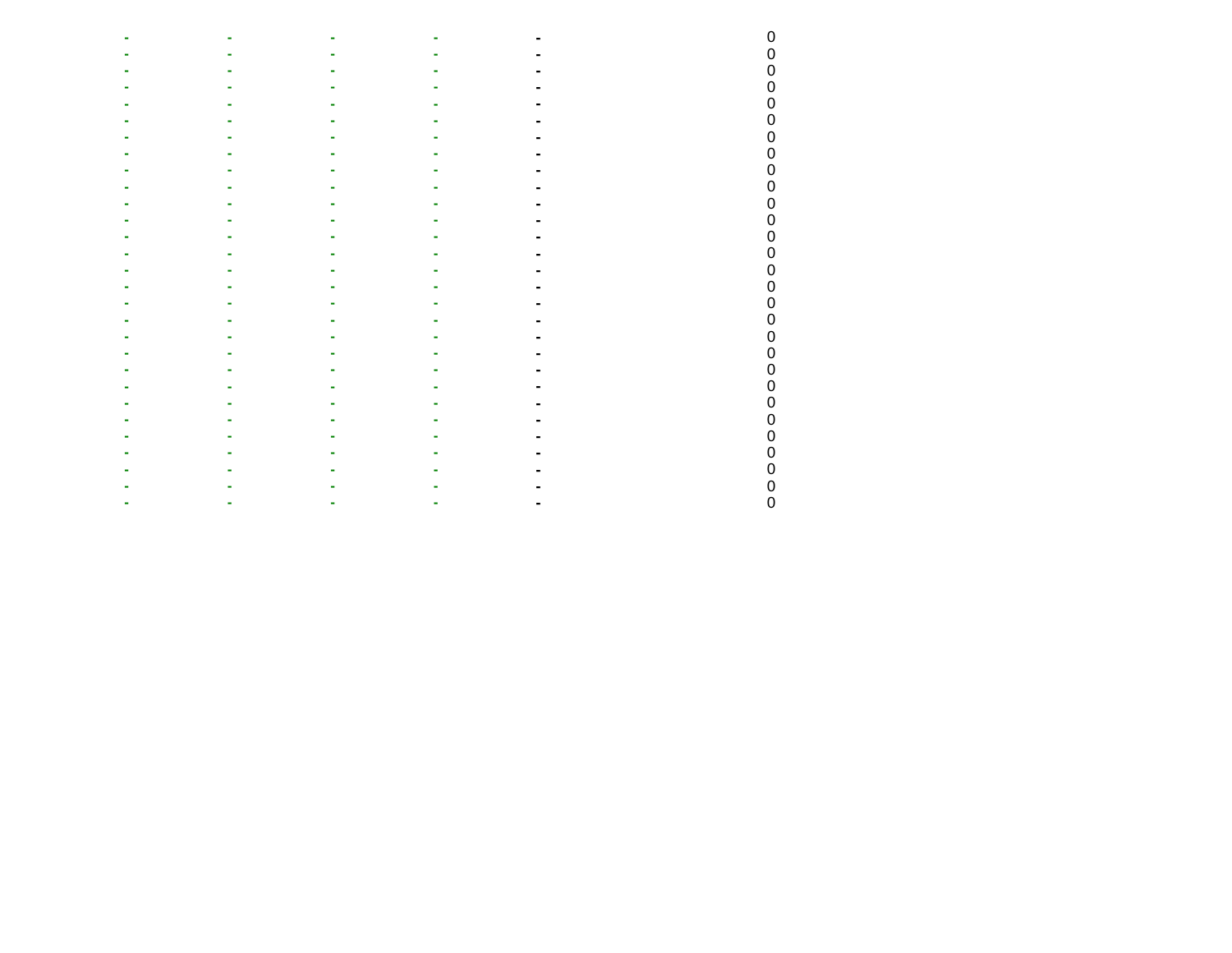| | | | | | |
|---|---|---|---|---|---|
| - | - | - | - | - | 0 |
| - | - | - | - | - | 0 |
| - | - | - | - | - | 0 |
| - | - | - | - | - | 0 |
| - | - | - | - | - | 0 |
| - | - | - | - | - | 0 |
| - | - | - | - | - | 0 |
| - | - | - | - | - | 0 |
| - | - | - | - | - | 0 |
| - | - | - | - | - | 0 |
| - | - | - | - | - | 0 |
| - | - | - | - | - | 0 |
| - | - | - | - | - | 0 |
| - | - | - | - | - | 0 |
| - | - | - | - | - | 0 |
| - | - | - | - | - | 0 |
| - | - | - | - | - | 0 |
| - | - | - | - | - | 0 |
| - | - | - | - | - | 0 |
| - | - | - | - | - | 0 |
| - | - | - | - | - | 0 |
| - | - | - | - | - | 0 |
| - | - | - | - | - | 0 |
| - | - | - | - | - | 0 |
| - | - | - | - | - | 0 |
| - | - | - | - | - | 0 |
| - | - | - | - | - | 0 |
| - | - | - | - | - | 0 |
| - | - | - | - | - | 0 |